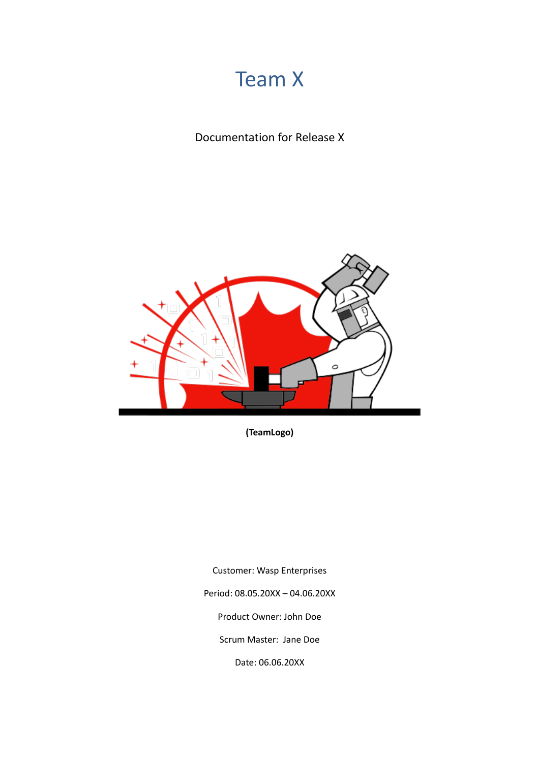# Team X

Documentation for Release X

**(TeamLogo)**

Customer: Wasp Enterprises

Period: 08.05.20XX – 04.06.20XX

Product Owner: John Doe

Scrum Master: Jane Doe

Date: 06.06.20XX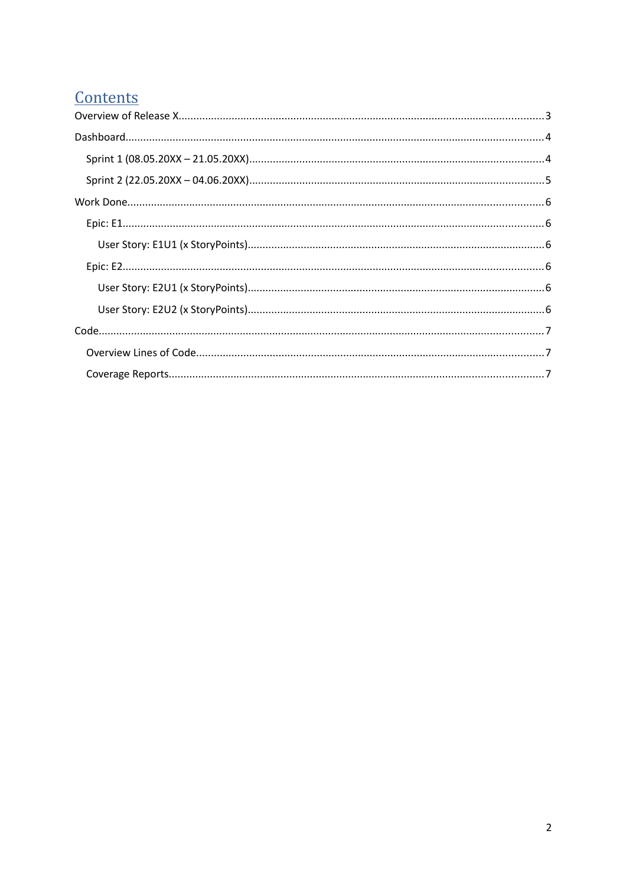# Contents

Overview of Release X.......................................................................................................................3

Dashboard...........................................................................................................................................4

  Sprint 1 (08.05.20XX – 21.05.20XX)..................................................................................................4

  Sprint 2 (22.05.20XX – 04.06.20XX)..................................................................................................5

Work Done..........................................................................................................................................6

  Epic: E1.............................................................................................................................................6

    User Story: E1U1 (x StoryPoints)....................................................................................................6

  Epic: E2.............................................................................................................................................6

    User Story: E2U1 (x StoryPoints)....................................................................................................6

    User Story: E2U2 (x StoryPoints)....................................................................................................6

Code....................................................................................................................................................7

  Overview Lines of Code....................................................................................................................7

  Coverage Reports..............................................................................................................................7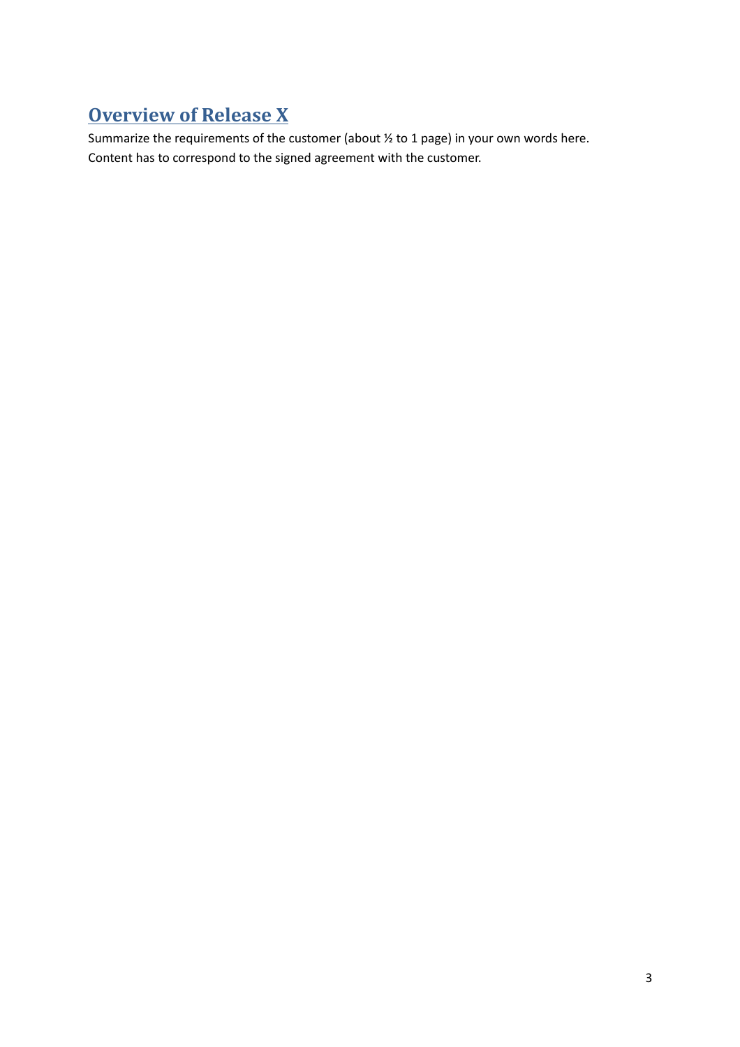## Overview of Release X

Summarize the requirements of the customer (about ½ to 1 page) in your own words here.
Content has to correspond to the signed agreement with the customer.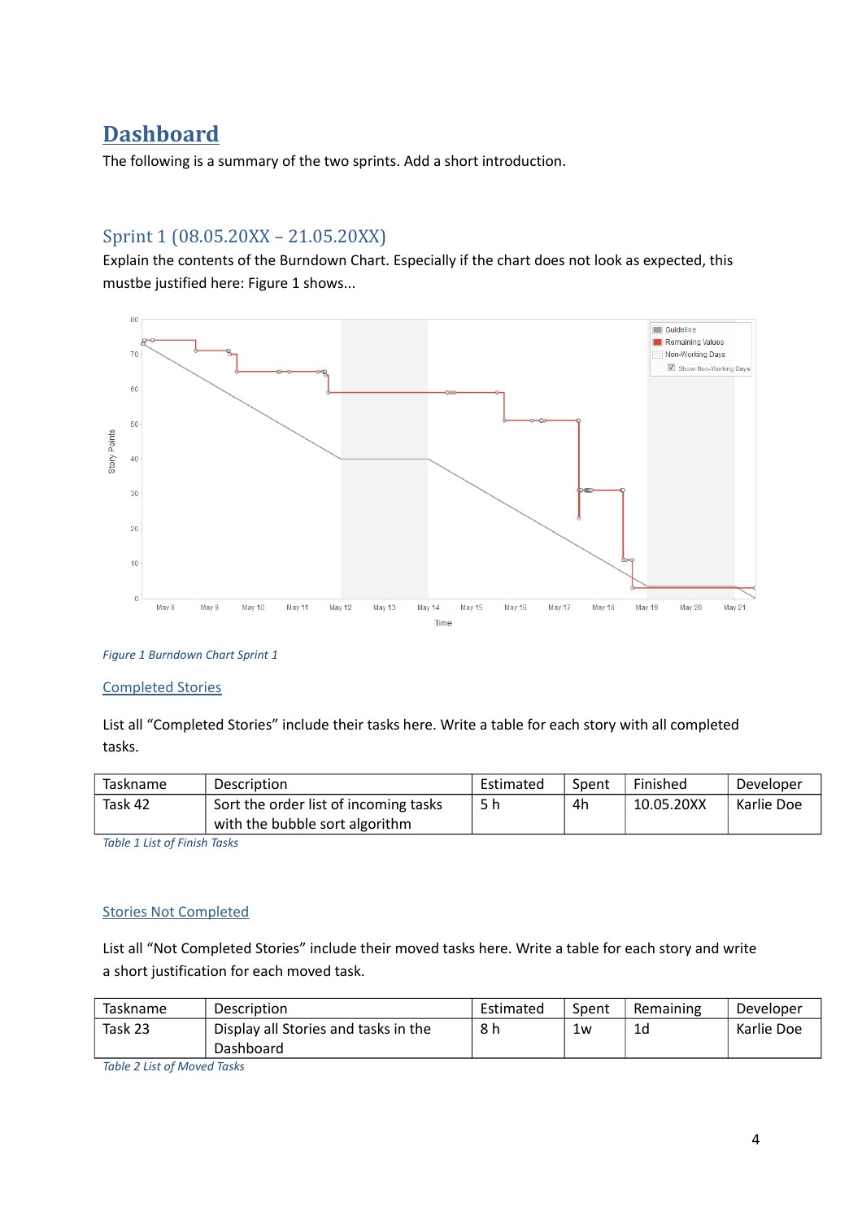# Dashboard

The following is a summary of the two sprints. Add a short introduction.

## Sprint 1 (08.05.20XX – 21.05.20XX)

Explain the contents of the Burndown Chart. Especially if the chart does not look as expected, this mustbe justified here: Figure 1 shows...

*Figure 1 Burndown Chart Sprint 1*

### Completed Stories

List all “Completed Stories” include their tasks here. Write a table for each story with all completed tasks.

| Taskname | Description | Estimated | Spent | Finished | Developer |
|---|---|---|---|---|---|
| Task 42 | Sort the order list of incoming tasks with the bubble sort algorithm | 5 h | 4h | 10.05.20XX | Karlie Doe |

*Table 1 List of Finish Tasks*

### Stories Not Completed

List all “Not Completed Stories” include their moved tasks here. Write a table for each story and write a short justification for each moved task.

| Taskname | Description | Estimated | Spent | Remaining | Developer |
|---|---|---|---|---|---|
| Task 23 | Display all Stories and tasks in the Dashboard | 8 h | 1w | 1d | Karlie Doe |

*Table 2 List of Moved Tasks*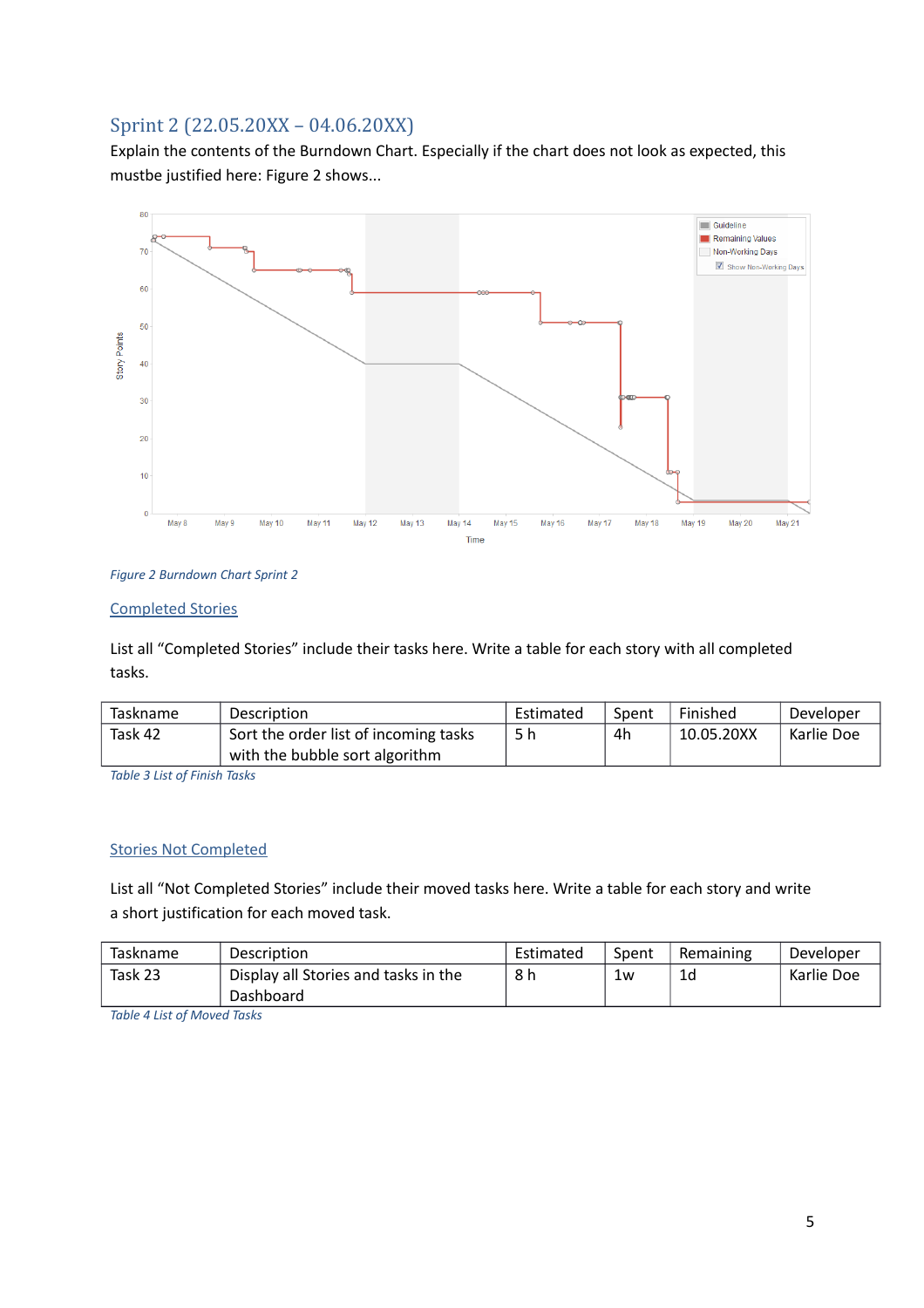## Sprint 2 (22.05.20XX – 04.06.20XX)

Explain the contents of the Burndown Chart. Especially if the chart does not look as expected, this mustbe justified here: Figure 2 shows...

*Figure 2 Burndown Chart Sprint 2*

### Completed Stories

List all "Completed Stories" include their tasks here. Write a table for each story with all completed tasks.

| Taskname | Description | Estimated | Spent | Finished | Developer |
|---|---|---|---|---|---|
| Task 42 | Sort the order list of incoming tasks with the bubble sort algorithm | 5 h | 4h | 10.05.20XX | Karlie Doe |

*Table 3 List of Finish Tasks*

### Stories Not Completed

List all "Not Completed Stories" include their moved tasks here. Write a table for each story and write a short justification for each moved task.

| Taskname | Description | Estimated | Spent | Remaining | Developer |
|---|---|---|---|---|---|
| Task 23 | Display all Stories and tasks in the Dashboard | 8 h | 1w | 1d | Karlie Doe |

*Table 4 List of Moved Tasks*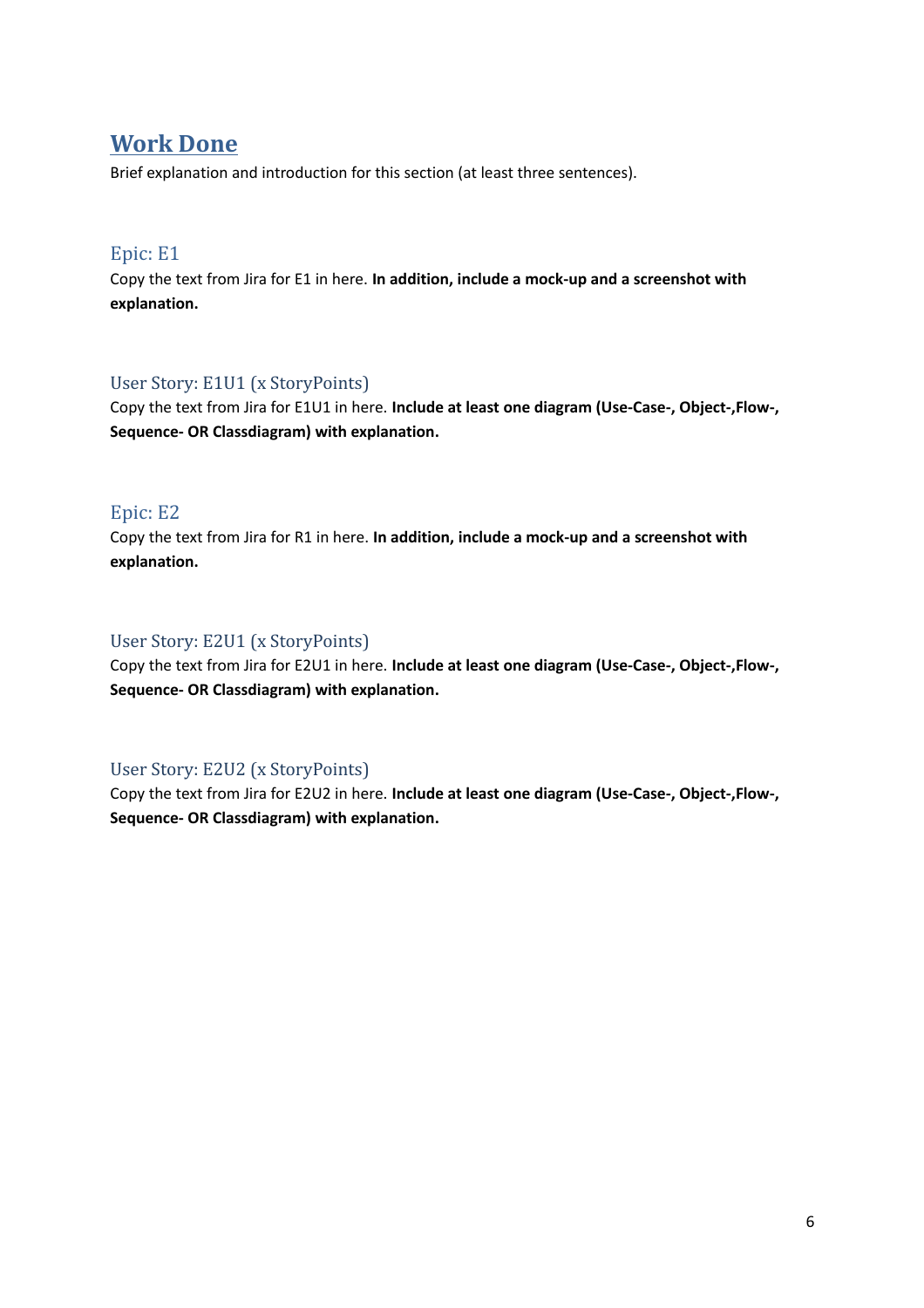# Work Done

Brief explanation and introduction for this section (at least three sentences).

## Epic: E1

Copy the text from Jira for E1 in here. **In addition, include a mock-up and a screenshot with explanation.**

### User Story: E1U1 (x StoryPoints)

Copy the text from Jira for E1U1 in here. **Include at least one diagram (Use-Case-, Object-,Flow-, Sequence- OR Classdiagram) with explanation.**

## Epic: E2

Copy the text from Jira for R1 in here. **In addition, include a mock-up and a screenshot with explanation.**

### User Story: E2U1 (x StoryPoints)

Copy the text from Jira for E2U1 in here. **Include at least one diagram (Use-Case-, Object-,Flow-, Sequence- OR Classdiagram) with explanation.**

### User Story: E2U2 (x StoryPoints)

Copy the text from Jira for E2U2 in here. **Include at least one diagram (Use-Case-, Object-,Flow-, Sequence- OR Classdiagram) with explanation.**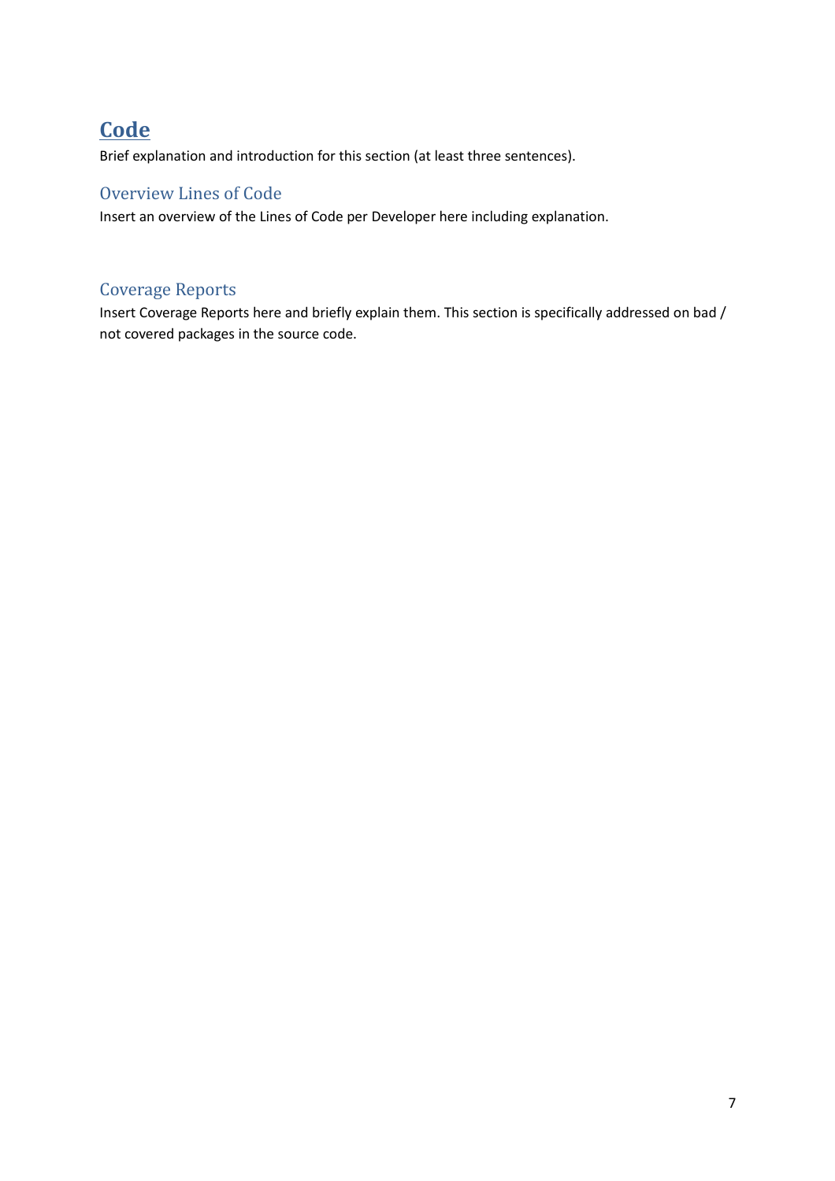# Code

Brief explanation and introduction for this section (at least three sentences).

## Overview Lines of Code

Insert an overview of the Lines of Code per Developer here including explanation.

## Coverage Reports

Insert Coverage Reports here and briefly explain them. This section is specifically addressed on bad / not covered packages in the source code.